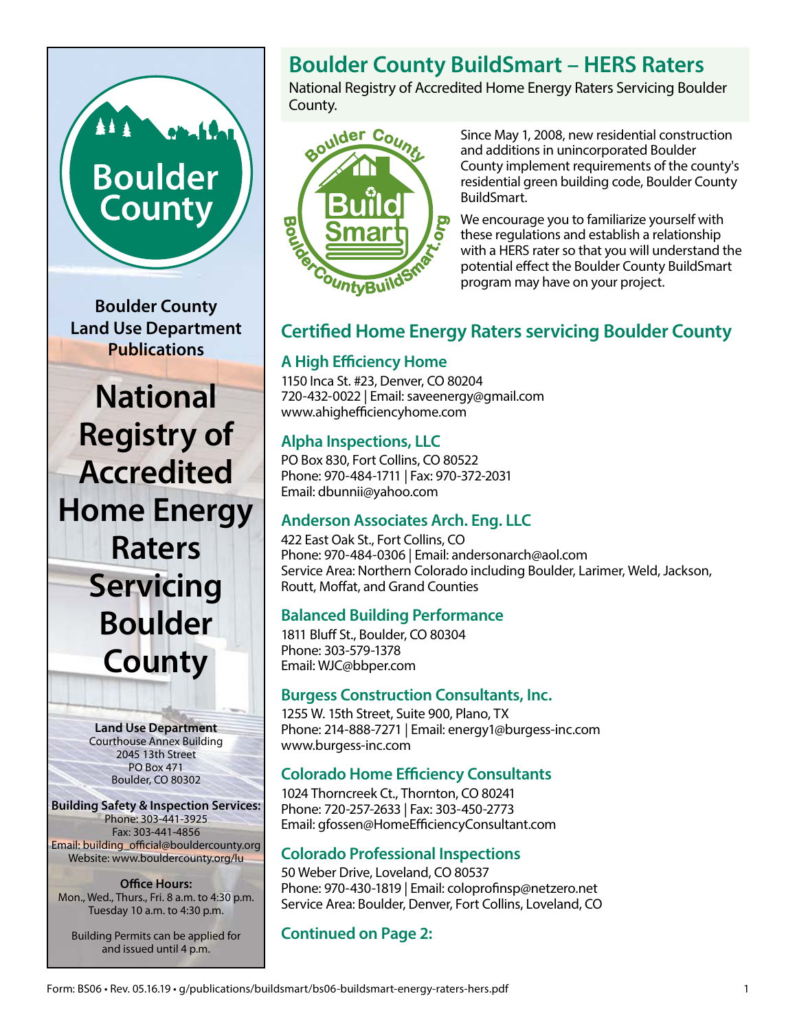Boulder County

**Boulder County Land Use Department Publications**

# National Registry of Accredited Home Energy Raters Servicing Boulder County

**Land Use Department**
Courthouse Annex Building
2045 13th Street
PO Box 471
Boulder, CO 80302

**Building Safety & Inspection Services:**
Phone: 303-441-3925
Fax: 303-441-4856
Email: building_official@bouldercounty.org
Website: www.bouldercounty.org/lu

**Office Hours:**
Mon., Wed., Thurs., Fri. 8 a.m. to 4:30 p.m.
Tuesday 10 a.m. to 4:30 p.m.

Building Permits can be applied for and issued until 4 p.m.

## Boulder County BuildSmart – HERS Raters

National Registry of Accredited Home Energy Raters Servicing Boulder County.

Since May 1, 2008, new residential construction and additions in unincorporated Boulder County implement requirements of the county's residential green building code, Boulder County BuildSmart.

We encourage you to familiarize yourself with these regulations and establish a relationship with a HERS rater so that you will understand the potential effect the Boulder County BuildSmart program may have on your project.

## Certified Home Energy Raters servicing Boulder County

### A High Efficiency Home

1150 Inca St. #23, Denver, CO 80204
720-432-0022 | Email: saveenergy@gmail.com
www.ahighefficiencyhome.com

### Alpha Inspections, LLC

PO Box 830, Fort Collins, CO 80522
Phone: 970-484-1711 | Fax: 970-372-2031
Email: dbunnii@yahoo.com

### Anderson Associates Arch. Eng. LLC

422 East Oak St., Fort Collins, CO
Phone: 970-484-0306 | Email: andersonarch@aol.com
Service Area: Northern Colorado including Boulder, Larimer, Weld, Jackson, Routt, Moffat, and Grand Counties

### Balanced Building Performance

1811 Bluff St., Boulder, CO 80304
Phone: 303-579-1378
Email: WJC@bbper.com

### Burgess Construction Consultants, Inc.

1255 W. 15th Street, Suite 900, Plano, TX
Phone: 214-888-7271 | Email: energy1@burgess-inc.com
www.burgess-inc.com

### Colorado Home Efficiency Consultants

1024 Thorncreek Ct., Thornton, CO 80241
Phone: 720-257-2633 | Fax: 303-450-2773
Email: gfossen@HomeEfficiencyConsultant.com

### Colorado Professional Inspections

50 Weber Drive, Loveland, CO 80537
Phone: 970-430-1819 | Email: coloprofinsp@netzero.net
Service Area: Boulder, Denver, Fort Collins, Loveland, CO

### Continued on Page 2:

Form: BS06 • Rev. 05.16.19 • g/publications/buildsmart/bs06-buildsmart-energy-raters-hers.pdf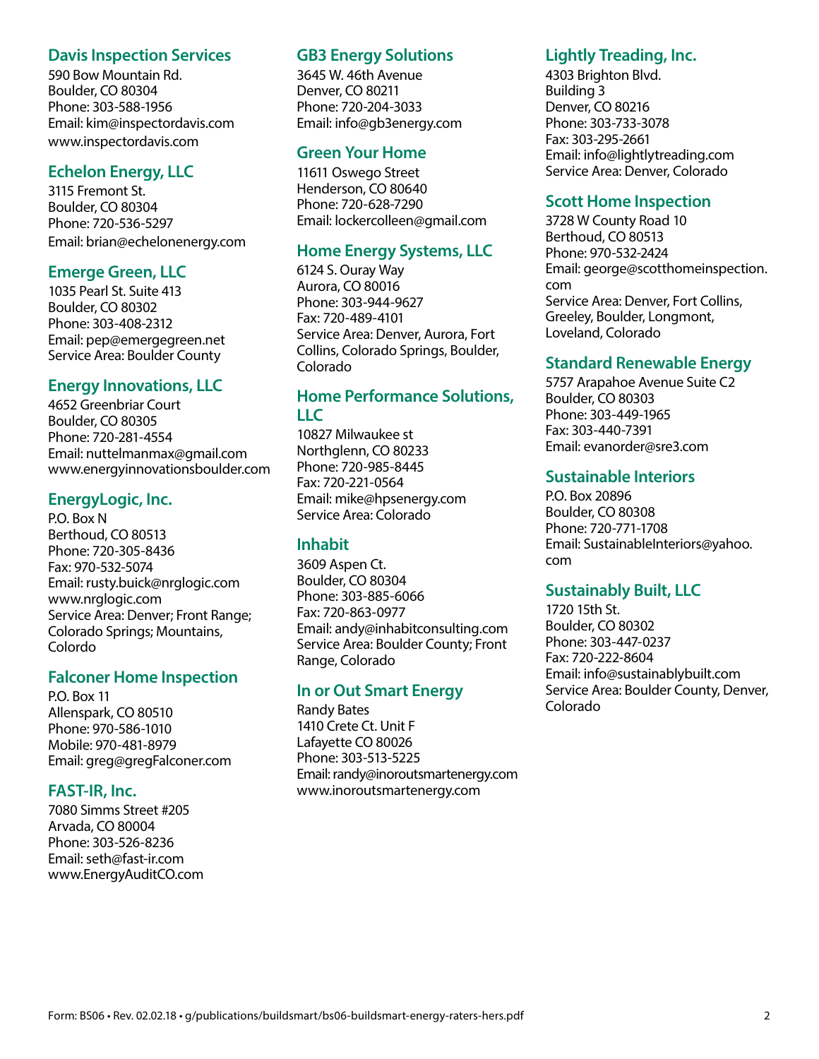## Davis Inspection Services

590 Bow Mountain Rd.
Boulder, CO 80304
Phone: 303-588-1956
Email: kim@inspectordavis.com
www.inspectordavis.com

## Echelon Energy, LLC

3115 Fremont St.
Boulder, CO 80304
Phone: 720-536-5297
Email: brian@echelonenergy.com

## Emerge Green, LLC

1035 Pearl St. Suite 413
Boulder, CO 80302
Phone: 303-408-2312
Email: pep@emergegreen.net
Service Area: Boulder County

## Energy Innovations, LLC

4652 Greenbriar Court
Boulder, CO 80305
Phone: 720-281-4554
Email: nuttelmanmax@gmail.com
www.energyinnovationsboulder.com

## EnergyLogic, Inc.

P.O. Box N
Berthoud, CO 80513
Phone: 720-305-8436
Fax: 970-532-5074
Email: rusty.buick@nrglogic.com
www.nrglogic.com
Service Area: Denver; Front Range; Colorado Springs; Mountains, Colordo

## Falconer Home Inspection

P.O. Box 11
Allenspark, CO 80510
Phone: 970-586-1010
Mobile: 970-481-8979
Email: greg@gregFalconer.com

## FAST-IR, Inc.

7080 Simms Street #205
Arvada, CO 80004
Phone: 303-526-8236
Email: seth@fast-ir.com
www.EnergyAuditCO.com

## GB3 Energy Solutions

3645 W. 46th Avenue
Denver, CO 80211
Phone: 720-204-3033
Email: info@gb3energy.com

## Green Your Home

11611 Oswego Street
Henderson, CO 80640
Phone: 720-628-7290
Email: lockercolleen@gmail.com

## Home Energy Systems, LLC

6124 S. Ouray Way
Aurora, CO 80016
Phone: 303-944-9627
Fax: 720-489-4101
Service Area: Denver, Aurora, Fort Collins, Colorado Springs, Boulder, Colorado

## Home Performance Solutions, LLC

10827 Milwaukee st
Northglenn, CO 80233
Phone: 720-985-8445
Fax: 720-221-0564
Email: mike@hpsenergy.com
Service Area: Colorado

## Inhabit

3609 Aspen Ct.
Boulder, CO 80304
Phone: 303-885-6066
Fax: 720-863-0977
Email: andy@inhabitconsulting.com
Service Area: Boulder County; Front Range, Colorado

## In or Out Smart Energy

Randy Bates
1410 Crete Ct. Unit F
Lafayette CO 80026
Phone: 303-513-5225
Email: randy@inoroutsmartenergy.com
www.inoroutsmartenergy.com

## Lightly Treading, Inc.

4303 Brighton Blvd.
Building 3
Denver, CO 80216
Phone: 303-733-3078
Fax: 303-295-2661
Email: info@lightlytreading.com
Service Area: Denver, Colorado

## Scott Home Inspection

3728 W County Road 10
Berthoud, CO 80513
Phone: 970-532-2424
Email: george@scotthomeinspection.com
Service Area: Denver, Fort Collins, Greeley, Boulder, Longmont, Loveland, Colorado

## Standard Renewable Energy

5757 Arapahoe Avenue Suite C2
Boulder, CO 80303
Phone: 303-449-1965
Fax: 303-440-7391
Email: evanorder@sre3.com

## Sustainable Interiors

P.O. Box 20896
Boulder, CO 80308
Phone: 720-771-1708
Email: SustainableInteriors@yahoo.com

## Sustainably Built, LLC

1720 15th St.
Boulder, CO 80302
Phone: 303-447-0237
Fax: 720-222-8604
Email: info@sustainablybuilt.com
Service Area: Boulder County, Denver, Colorado

Form: BS06 • Rev. 02.02.18 • g/publications/buildsmart/bs06-buildsmart-energy-raters-hers.pdf